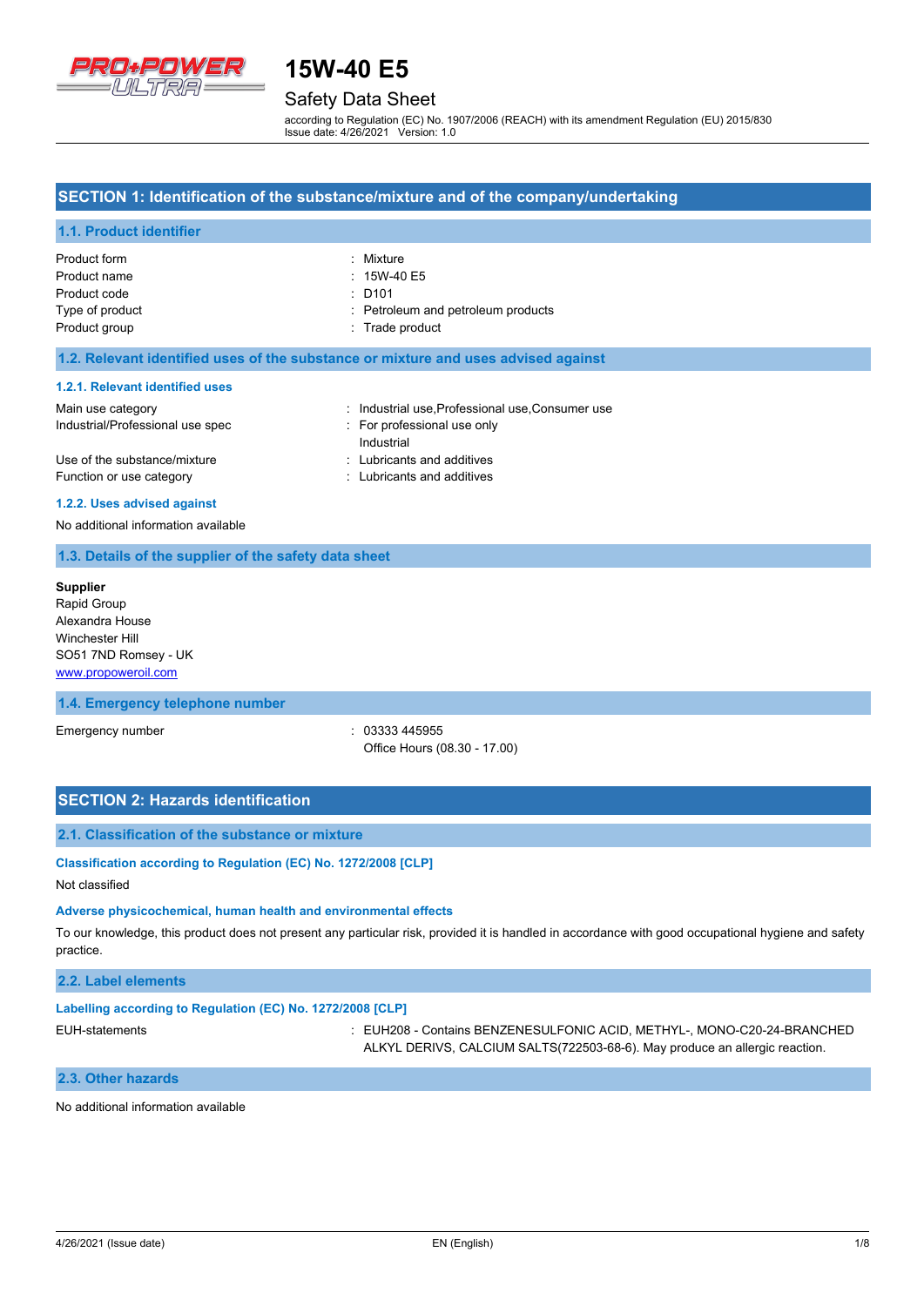# 15W-40 E5

## Safety Data Sheet

according to Regulation (EC) No. 1907/2006 (REACH) with its amendment Regulation (EU) 2015/830
Issue date: 4/26/2021 Version: 1.0

## SECTION 1: Identification of the substance/mixture and of the company/undertaking

### 1.1. Product identifier

| | |
|---|---|
| Product form | : Mixture |
| Product name | : 15W-40 E5 |
| Product code | : D101 |
| Type of product | : Petroleum and petroleum products |
| Product group | : Trade product |

### 1.2. Relevant identified uses of the substance or mixture and uses advised against

#### 1.2.1. Relevant identified uses

| | |
|---|---|
| Main use category | : Industrial use,Professional use,Consumer use |
| Industrial/Professional use spec | : For professional use only<br>Industrial |
| Use of the substance/mixture | : Lubricants and additives |
| Function or use category | : Lubricants and additives |

#### 1.2.2. Uses advised against

No additional information available

### 1.3. Details of the supplier of the safety data sheet

**Supplier**
Rapid Group
Alexandra House
Winchester Hill
SO51 7ND Romsey - UK
www.propoweroil.com

### 1.4. Emergency telephone number

| | |
|---|---|
| Emergency number | : 03333 445955<br>Office Hours (08.30 - 17.00) |

## SECTION 2: Hazards identification

### 2.1. Classification of the substance or mixture

**Classification according to Regulation (EC) No. 1272/2008 [CLP]**

Not classified

**Adverse physicochemical, human health and environmental effects**

To our knowledge, this product does not present any particular risk, provided it is handled in accordance with good occupational hygiene and safety practice.

### 2.2. Label elements

**Labelling according to Regulation (EC) No. 1272/2008 [CLP]**

| | |
|---|---|
| EUH-statements | : EUH208 - Contains BENZENESULFONIC ACID, METHYL-, MONO-C20-24-BRANCHED ALKYL DERIVS, CALCIUM SALTS(722503-68-6). May produce an allergic reaction. |

### 2.3. Other hazards

No additional information available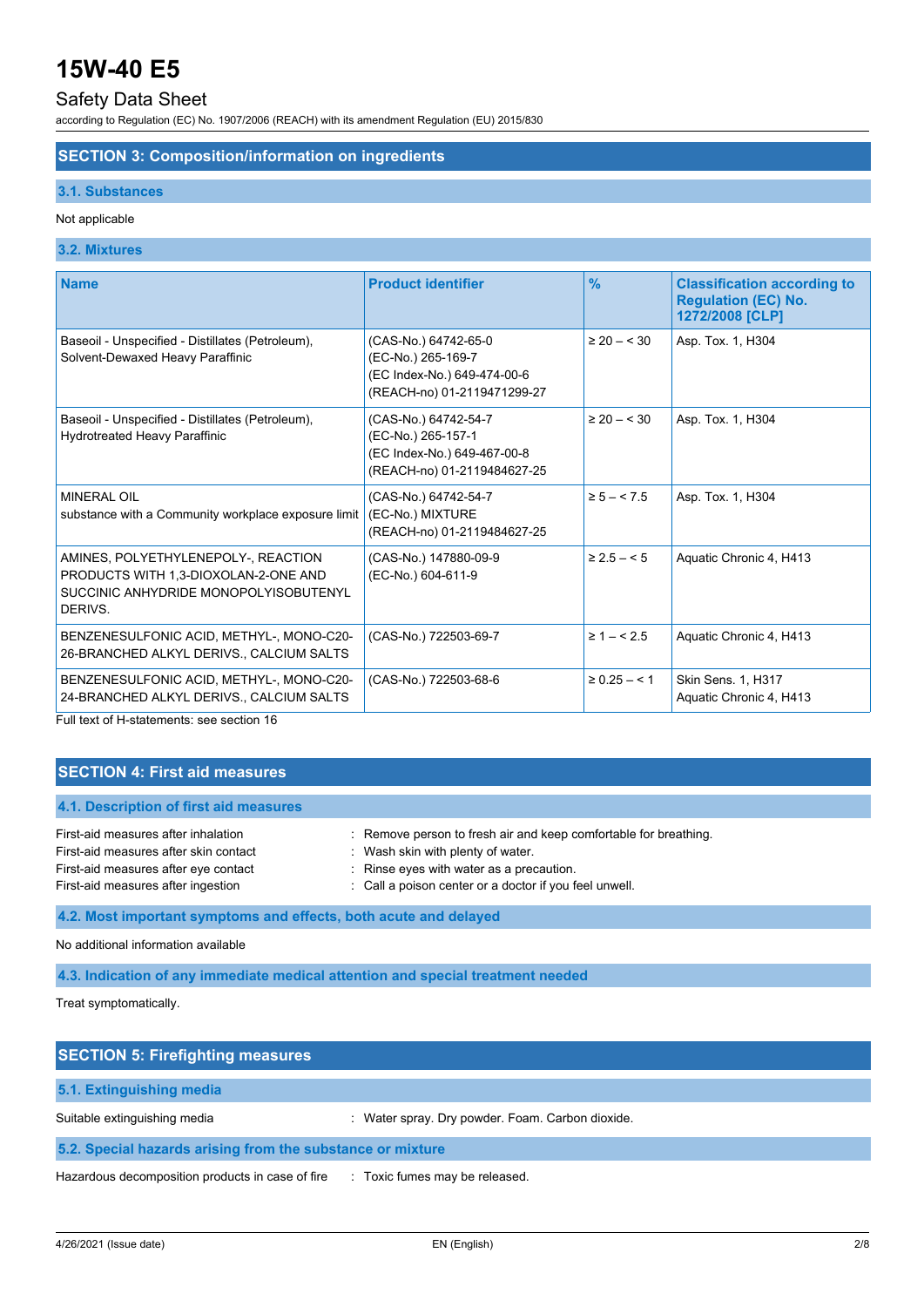## SECTION 3: Composition/information on ingredients

### 3.1. Substances

Not applicable

### 3.2. Mixtures

| Name | Product identifier | % | Classification according to Regulation (EC) No. 1272/2008 [CLP] |
|---|---|---|---|
| Baseoil - Unspecified - Distillates (Petroleum), Solvent-Dewaxed Heavy Paraffinic | (CAS-No.) 64742-65-0<br>(EC-No.) 265-169-7<br>(EC Index-No.) 649-474-00-6<br>(REACH-no) 01-2119471299-27 | ≥ 20 – < 30 | Asp. Tox. 1, H304 |
| Baseoil - Unspecified - Distillates (Petroleum), Hydrotreated Heavy Paraffinic | (CAS-No.) 64742-54-7<br>(EC-No.) 265-157-1<br>(EC Index-No.) 649-467-00-8<br>(REACH-no) 01-2119484627-25 | ≥ 20 – < 30 | Asp. Tox. 1, H304 |
| MINERAL OIL<br>substance with a Community workplace exposure limit | (CAS-No.) 64742-54-7<br>(EC-No.) MIXTURE<br>(REACH-no) 01-2119484627-25 | ≥ 5 – < 7.5 | Asp. Tox. 1, H304 |
| AMINES, POLYETHYLENEPOLY-, REACTION PRODUCTS WITH 1,3-DIOXOLAN-2-ONE AND SUCCINIC ANHYDRIDE MONOPOLYISOBUTENYL DERIVS. | (CAS-No.) 147880-09-9<br>(EC-No.) 604-611-9 | ≥ 2.5 – < 5 | Aquatic Chronic 4, H413 |
| BENZENESULFONIC ACID, METHYL-, MONO-C20-26-BRANCHED ALKYL DERIVS., CALCIUM SALTS | (CAS-No.) 722503-69-7 | ≥ 1 – < 2.5 | Aquatic Chronic 4, H413 |
| BENZENESULFONIC ACID, METHYL-, MONO-C20-24-BRANCHED ALKYL DERIVS., CALCIUM SALTS | (CAS-No.) 722503-68-6 | ≥ 0.25 – < 1 | Skin Sens. 1, H317<br>Aquatic Chronic 4, H413 |

Full text of H-statements: see section 16

## SECTION 4: First aid measures

### 4.1. Description of first aid measures

First-aid measures after inhalation : Remove person to fresh air and keep comfortable for breathing.
First-aid measures after skin contact : Wash skin with plenty of water.
First-aid measures after eye contact : Rinse eyes with water as a precaution.
First-aid measures after ingestion : Call a poison center or a doctor if you feel unwell.

### 4.2. Most important symptoms and effects, both acute and delayed

No additional information available

### 4.3. Indication of any immediate medical attention and special treatment needed

Treat symptomatically.

## SECTION 5: Firefighting measures

### 5.1. Extinguishing media

Suitable extinguishing media : Water spray. Dry powder. Foam. Carbon dioxide.

### 5.2. Special hazards arising from the substance or mixture

Hazardous decomposition products in case of fire : Toxic fumes may be released.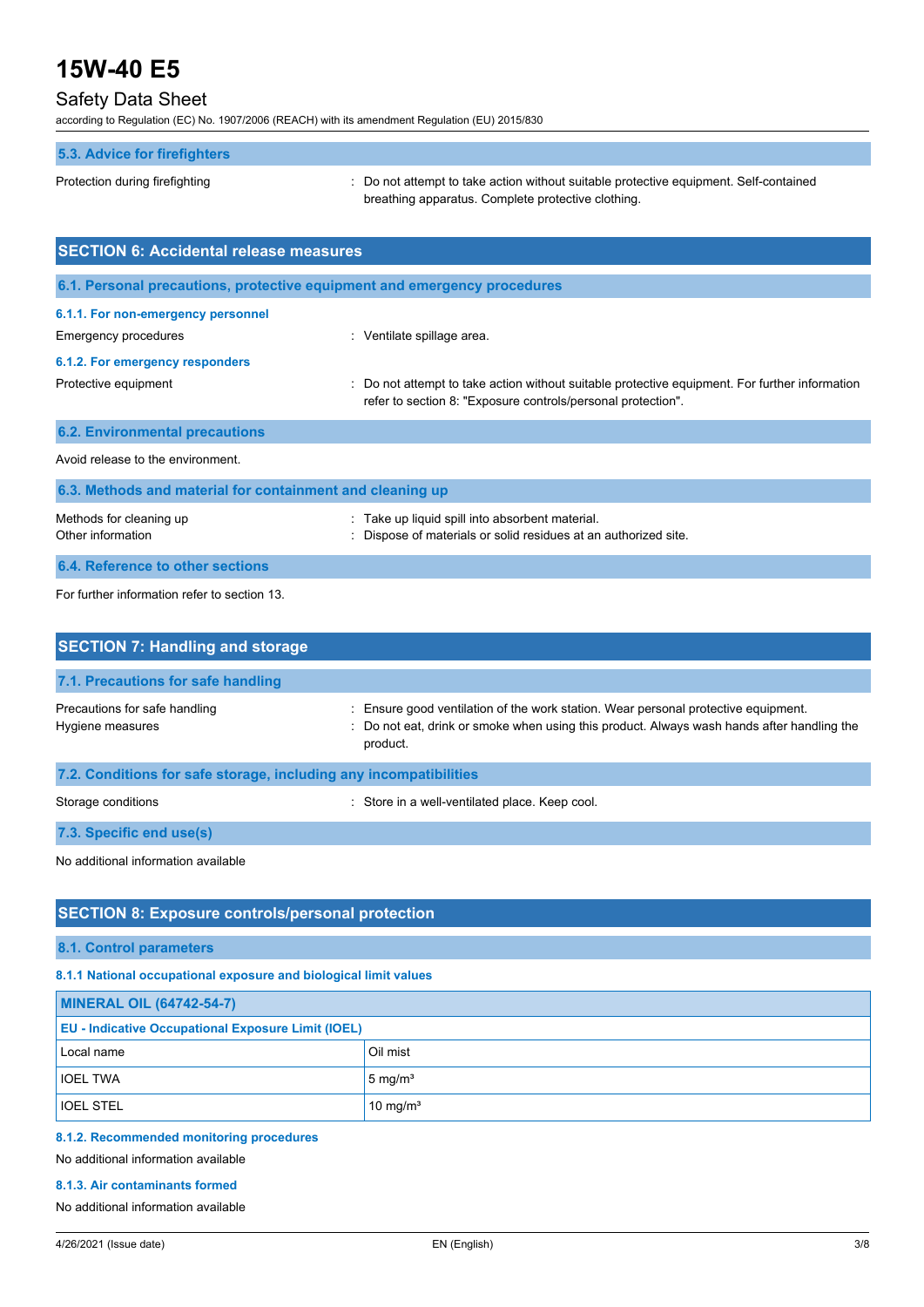### 5.3. Advice for firefighters

Protection during firefighting : Do not attempt to take action without suitable protective equipment. Self-contained breathing apparatus. Complete protective clothing.

## SECTION 6: Accidental release measures

### 6.1. Personal precautions, protective equipment and emergency procedures

#### 6.1.1. For non-emergency personnel

Emergency procedures : Ventilate spillage area.

#### 6.1.2. For emergency responders

Protective equipment : Do not attempt to take action without suitable protective equipment. For further information refer to section 8: "Exposure controls/personal protection".

### 6.2. Environmental precautions

Avoid release to the environment.

### 6.3. Methods and material for containment and cleaning up

Methods for cleaning up : Take up liquid spill into absorbent material.
Other information : Dispose of materials or solid residues at an authorized site.

### 6.4. Reference to other sections

For further information refer to section 13.

## SECTION 7: Handling and storage

### 7.1. Precautions for safe handling

Precautions for safe handling : Ensure good ventilation of the work station. Wear personal protective equipment.
Hygiene measures : Do not eat, drink or smoke when using this product. Always wash hands after handling the product.

### 7.2. Conditions for safe storage, including any incompatibilities

Storage conditions : Store in a well-ventilated place. Keep cool.

### 7.3. Specific end use(s)

No additional information available

## SECTION 8: Exposure controls/personal protection

### 8.1. Control parameters

#### 8.1.1 National occupational exposure and biological limit values

| MINERAL OIL (64742-54-7) | |
|---|---|
| **EU - Indicative Occupational Exposure Limit (IOEL)** | |
| Local name | Oil mist |
| IOEL TWA | 5 mg/m³ |
| IOEL STEL | 10 mg/m³ |

#### 8.1.2. Recommended monitoring procedures

No additional information available

#### 8.1.3. Air contaminants formed

No additional information available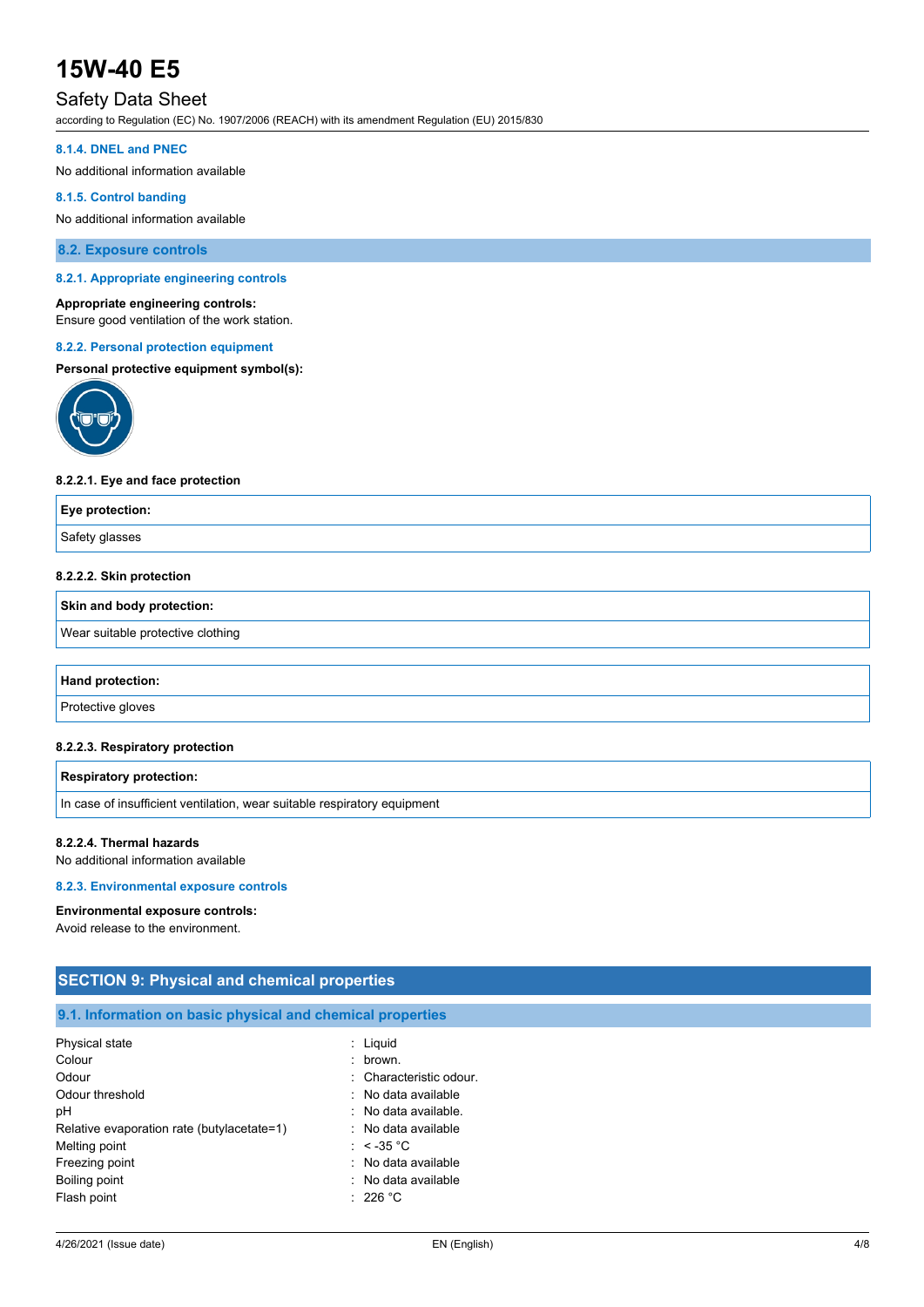#### 8.1.4. DNEL and PNEC

No additional information available

#### 8.1.5. Control banding

No additional information available

### 8.2. Exposure controls

#### 8.2.1. Appropriate engineering controls

**Appropriate engineering controls:**
Ensure good ventilation of the work station.

#### 8.2.2. Personal protection equipment

**Personal protective equipment symbol(s):**

**8.2.2.1. Eye and face protection**

| Eye protection: |
|---|
| Safety glasses |

**8.2.2.2. Skin protection**

| Skin and body protection: |
|---|
| Wear suitable protective clothing |

| Hand protection: |
|---|
| Protective gloves |

**8.2.2.3. Respiratory protection**

| Respiratory protection: |
|---|
| In case of insufficient ventilation, wear suitable respiratory equipment |

**8.2.2.4. Thermal hazards**
No additional information available

#### 8.2.3. Environmental exposure controls

**Environmental exposure controls:**
Avoid release to the environment.

## SECTION 9: Physical and chemical properties

### 9.1. Information on basic physical and chemical properties

| | |
|---|---|
| Physical state | : Liquid |
| Colour | : brown. |
| Odour | : Characteristic odour. |
| Odour threshold | : No data available |
| pH | : No data available. |
| Relative evaporation rate (butylacetate=1) | : No data available |
| Melting point | : < -35 °C |
| Freezing point | : No data available |
| Boiling point | : No data available |
| Flash point | : 226 °C |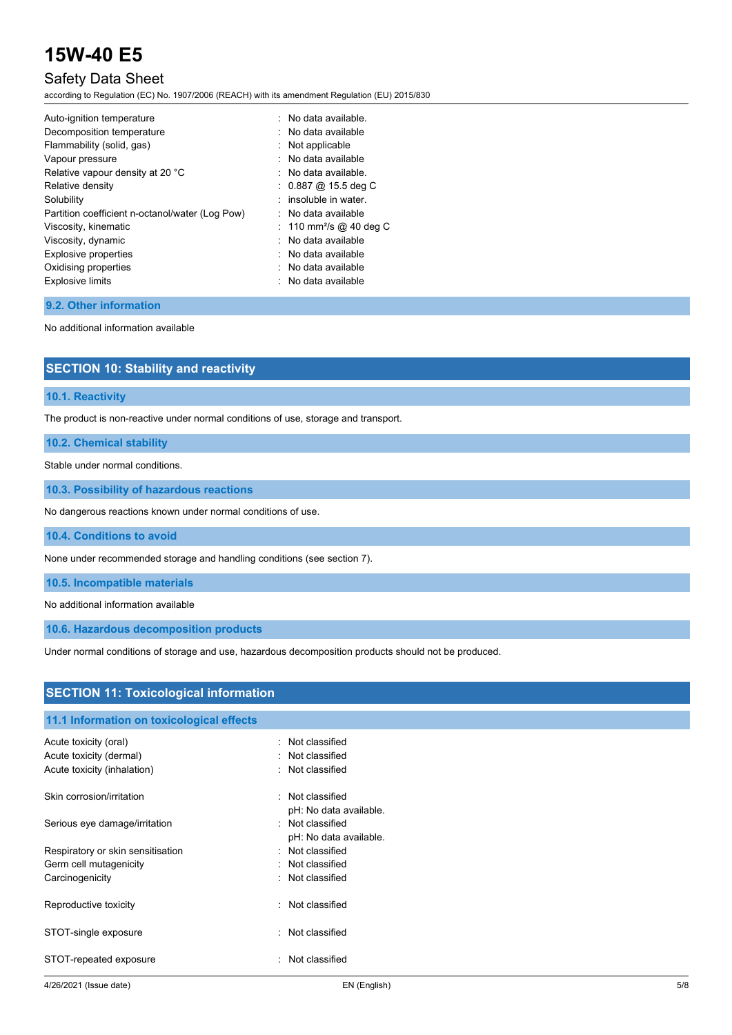| | |
|---|---|
| Auto-ignition temperature | : No data available. |
| Decomposition temperature | : No data available |
| Flammability (solid, gas) | : Not applicable |
| Vapour pressure | : No data available |
| Relative vapour density at 20 °C | : No data available. |
| Relative density | : 0.887 @ 15.5 deg C |
| Solubility | : insoluble in water. |
| Partition coefficient n-octanol/water (Log Pow) | : No data available |
| Viscosity, kinematic | : 110 $mm^2/s$ @ 40 deg C |
| Viscosity, dynamic | : No data available |
| Explosive properties | : No data available |
| Oxidising properties | : No data available |
| Explosive limits | : No data available |

### 9.2. Other information

No additional information available

## SECTION 10: Stability and reactivity

### 10.1. Reactivity

The product is non-reactive under normal conditions of use, storage and transport.

### 10.2. Chemical stability

Stable under normal conditions.

### 10.3. Possibility of hazardous reactions

No dangerous reactions known under normal conditions of use.

### 10.4. Conditions to avoid

None under recommended storage and handling conditions (see section 7).

### 10.5. Incompatible materials

No additional information available

### 10.6. Hazardous decomposition products

Under normal conditions of storage and use, hazardous decomposition products should not be produced.

## SECTION 11: Toxicological information

### 11.1 Information on toxicological effects

| | |
|---|---|
| Acute toxicity (oral) | : Not classified |
| Acute toxicity (dermal) | : Not classified |
| Acute toxicity (inhalation) | : Not classified |
| Skin corrosion/irritation | : Not classified<br>pH: No data available. |
| Serious eye damage/irritation | : Not classified<br>pH: No data available. |
| Respiratory or skin sensitisation | : Not classified |
| Germ cell mutagenicity | : Not classified |
| Carcinogenicity | : Not classified |
| Reproductive toxicity | : Not classified |
| STOT-single exposure | : Not classified |
| STOT-repeated exposure | : Not classified |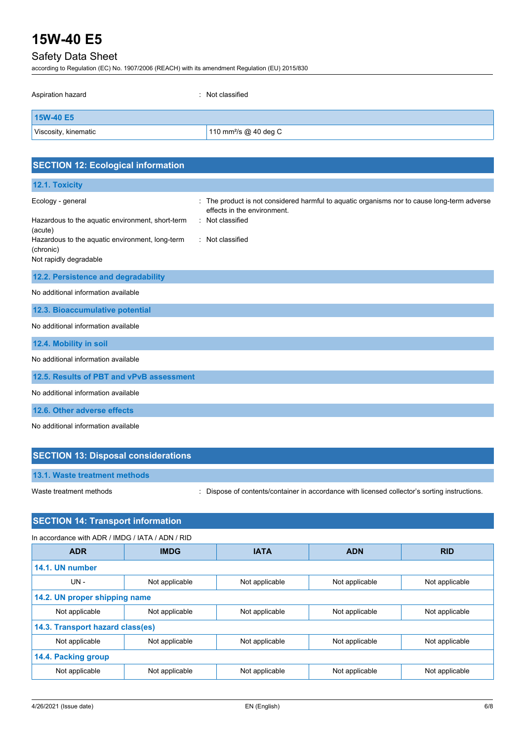Aspiration hazard : Not classified

| 15W-40 E5 | |
|---|---|
| Viscosity, kinematic | 110 $mm^2/s$ @ 40 deg C |

## SECTION 12: Ecological information

### 12.1. Toxicity

Ecology - general : The product is not considered harmful to aquatic organisms nor to cause long-term adverse effects in the environment.

Hazardous to the aquatic environment, short-term (acute) : Not classified

Hazardous to the aquatic environment, long-term (chronic) : Not classified

Not rapidly degradable

### 12.2. Persistence and degradability

No additional information available

### 12.3. Bioaccumulative potential

No additional information available

### 12.4. Mobility in soil

No additional information available

### 12.5. Results of PBT and vPvB assessment

No additional information available

### 12.6. Other adverse effects

No additional information available

## SECTION 13: Disposal considerations

### 13.1. Waste treatment methods

Waste treatment methods : Dispose of contents/container in accordance with licensed collector's sorting instructions.

## SECTION 14: Transport information

In accordance with ADR / IMDG / IATA / ADN / RID

| ADR | IMDG | IATA | ADN | RID |
|---|---|---|---|---|
| **14.1. UN number** | | | | |
| UN - | Not applicable | Not applicable | Not applicable | Not applicable |
| **14.2. UN proper shipping name** | | | | |
| Not applicable | Not applicable | Not applicable | Not applicable | Not applicable |
| **14.3. Transport hazard class(es)** | | | | |
| Not applicable | Not applicable | Not applicable | Not applicable | Not applicable |
| **14.4. Packing group** | | | | |
| Not applicable | Not applicable | Not applicable | Not applicable | Not applicable |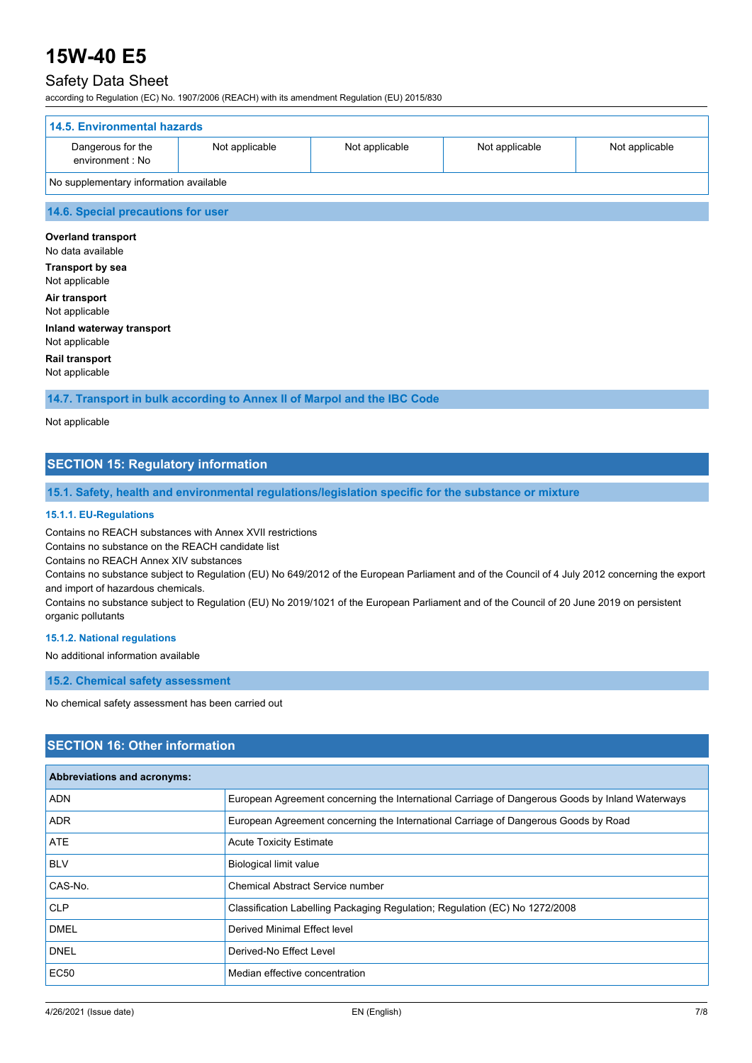## 14.5. Environmental hazards

| Dangerous for the environment : No | Not applicable | Not applicable | Not applicable | Not applicable |
|---|---|---|---|---|
| No supplementary information available | | | | |

### 14.6. Special precautions for user

**Overland transport**
No data available

**Transport by sea**
Not applicable

**Air transport**
Not applicable

**Inland waterway transport**
Not applicable

**Rail transport**
Not applicable

### 14.7. Transport in bulk according to Annex II of Marpol and the IBC Code

Not applicable

## SECTION 15: Regulatory information

### 15.1. Safety, health and environmental regulations/legislation specific for the substance or mixture

#### 15.1.1. EU-Regulations

Contains no REACH substances with Annex XVII restrictions
Contains no substance on the REACH candidate list
Contains no REACH Annex XIV substances
Contains no substance subject to Regulation (EU) No 649/2012 of the European Parliament and of the Council of 4 July 2012 concerning the export and import of hazardous chemicals.
Contains no substance subject to Regulation (EU) No 2019/1021 of the European Parliament and of the Council of 20 June 2019 on persistent organic pollutants

#### 15.1.2. National regulations

No additional information available

### 15.2. Chemical safety assessment

No chemical safety assessment has been carried out

## SECTION 16: Other information

| Abbreviations and acronyms: | |
|---|---|
| ADN | European Agreement concerning the International Carriage of Dangerous Goods by Inland Waterways |
| ADR | European Agreement concerning the International Carriage of Dangerous Goods by Road |
| ATE | Acute Toxicity Estimate |
| BLV | Biological limit value |
| CAS-No. | Chemical Abstract Service number |
| CLP | Classification Labelling Packaging Regulation; Regulation (EC) No 1272/2008 |
| DMEL | Derived Minimal Effect level |
| DNEL | Derived-No Effect Level |
| EC50 | Median effective concentration |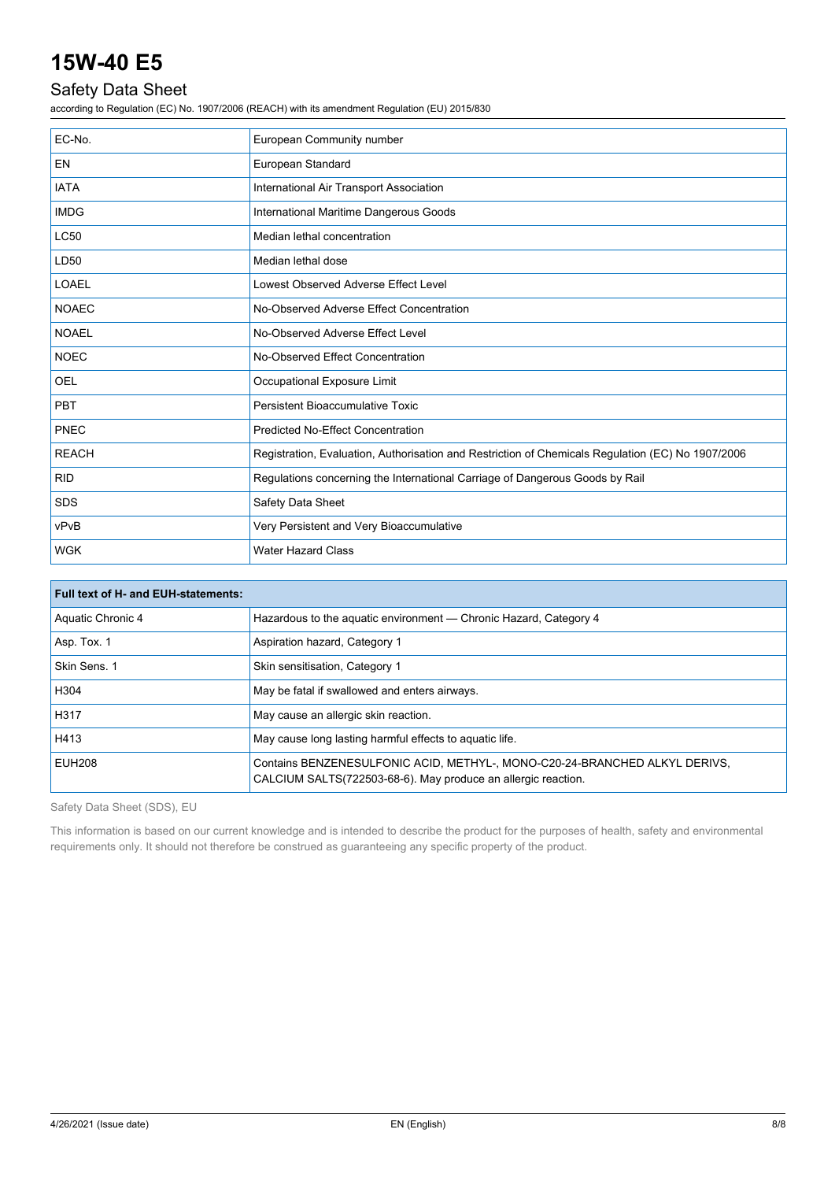| | |
|---|---|
| EC-No. | European Community number |
| EN | European Standard |
| IATA | International Air Transport Association |
| IMDG | International Maritime Dangerous Goods |
| LC50 | Median lethal concentration |
| LD50 | Median lethal dose |
| LOAEL | Lowest Observed Adverse Effect Level |
| NOAEC | No-Observed Adverse Effect Concentration |
| NOAEL | No-Observed Adverse Effect Level |
| NOEC | No-Observed Effect Concentration |
| OEL | Occupational Exposure Limit |
| PBT | Persistent Bioaccumulative Toxic |
| PNEC | Predicted No-Effect Concentration |
| REACH | Registration, Evaluation, Authorisation and Restriction of Chemicals Regulation (EC) No 1907/2006 |
| RID | Regulations concerning the International Carriage of Dangerous Goods by Rail |
| SDS | Safety Data Sheet |
| vPvB | Very Persistent and Very Bioaccumulative |
| WGK | Water Hazard Class |

| **Full text of H- and EUH-statements:** | |
|---|---|
| Aquatic Chronic 4 | Hazardous to the aquatic environment — Chronic Hazard, Category 4 |
| Asp. Tox. 1 | Aspiration hazard, Category 1 |
| Skin Sens. 1 | Skin sensitisation, Category 1 |
| H304 | May be fatal if swallowed and enters airways. |
| H317 | May cause an allergic skin reaction. |
| H413 | May cause long lasting harmful effects to aquatic life. |
| EUH208 | Contains BENZENESULFONIC ACID, METHYL-, MONO-C20-24-BRANCHED ALKYL DERIVS, CALCIUM SALTS(722503-68-6). May produce an allergic reaction. |

Safety Data Sheet (SDS), EU

This information is based on our current knowledge and is intended to describe the product for the purposes of health, safety and environmental requirements only. It should not therefore be construed as guaranteeing any specific property of the product.